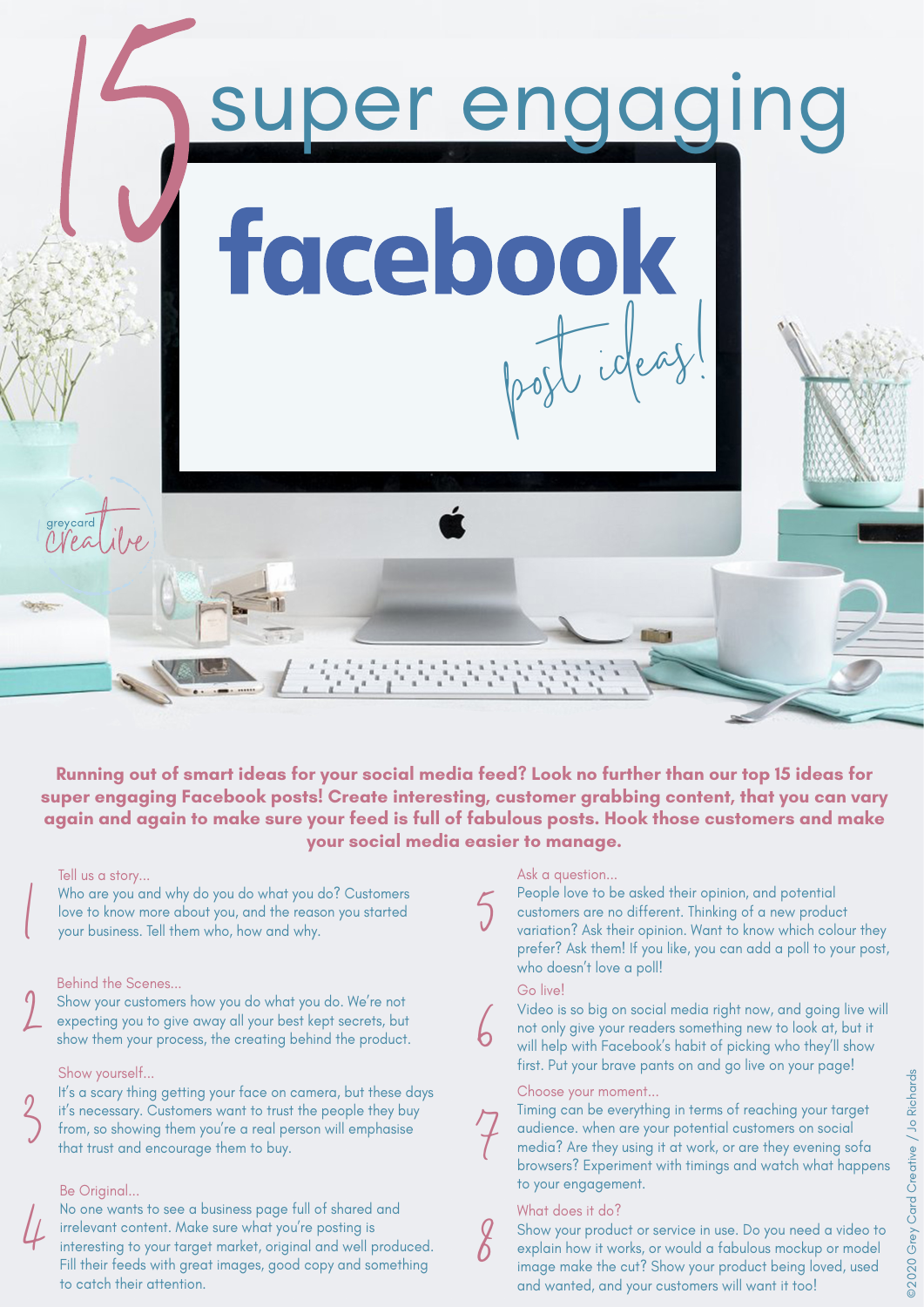# 15 super engaging facebook post ideas!

greycard creative

**Running out of smart ideas for your social media feed? Look no further than our top 15 ideas for super engaging Facebook posts! Create interesting, customer grabbing content, that you can vary again and again to make sure your feed is full of fabulous posts. Hook those customers and make your social media easier to manage.**

1. **Tell us a story...**
   Who are you and why do you do what you do? Customers love to know more about you, and the reason you started your business. Tell them who, how and why.

2. **Behind the Scenes...**
   Show your customers how you do what you do. We're not expecting you to give away all your best kept secrets, but show them your process, the creating behind the product.

3. **Show yourself...**
   It's a scary thing getting your face on camera, but these days it's necessary. Customers want to trust the people they buy from, so showing them you're a real person will emphasise that trust and encourage them to buy.

4. **Be Original...**
   No one wants to see a business page full of shared and irrelevant content. Make sure what you're posting is interesting to your target market, original and well produced. Fill their feeds with great images, good copy and something to catch their attention.

5. **Ask a question...**
   People love to be asked their opinion, and potential customers are no different. Thinking of a new product variation? Ask their opinion. Want to know which colour they prefer? Ask them! If you like, you can add a poll to your post, who doesn't love a poll!

6. **Go live!**
   Video is so big on social media right now, and going live will not only give your readers something new to look at, but it will help with Facebook's habit of picking who they'll show first. Put your brave pants on and go live on your page!

7. **Choose your moment...**
   Timing can be everything in terms of reaching your target audience. when are your potential customers on social media? Are they using it at work, or are they evening sofa browsers? Experiment with timings and watch what happens to your engagement.

8. **What does it do?**
   Show your product or service in use. Do you need a video to explain how it works, or would a fabulous mockup or model image make the cut? Show your product being loved, used and wanted, and your customers will want it too!

©2020 Grey Card Creative / Jo Richards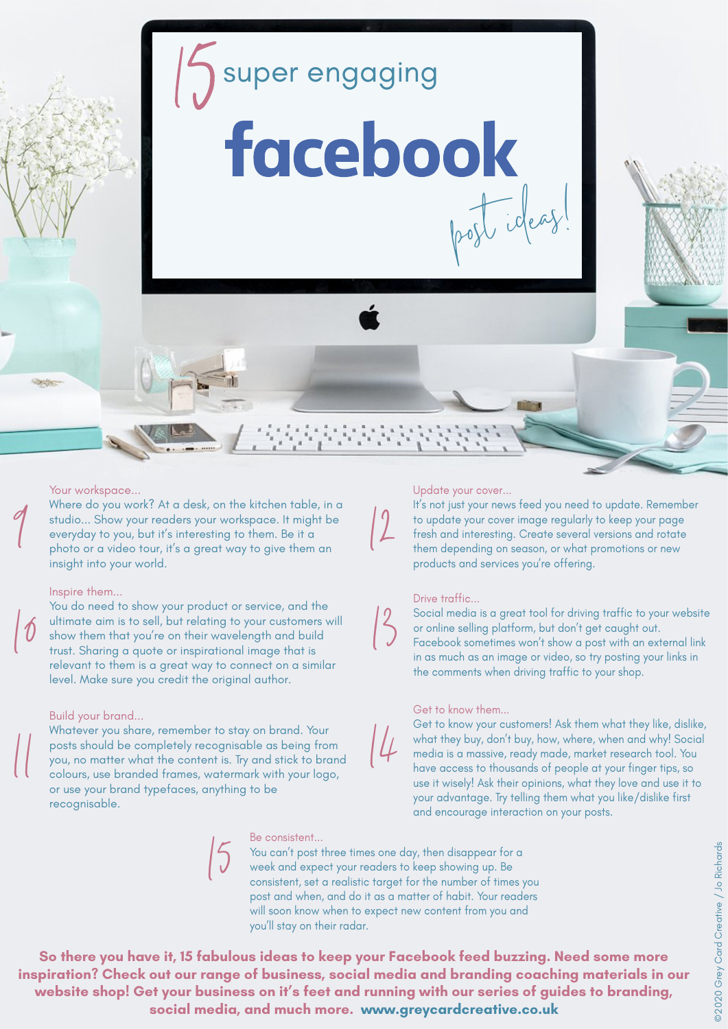# 15 super engaging facebook post ideas!

## 9 Your workspace...

Where do you work? At a desk, on the kitchen table, in a studio... Show your readers your workspace. It might be everyday to you, but it's interesting to them. Be it a photo or a video tour, it's a great way to give them an insight into your world.

## 10 Inspire them...

You do need to show your product or service, and the ultimate aim is to sell, but relating to your customers will show them that you're on their wavelength and build trust. Sharing a quote or inspirational image that is relevant to them is a great way to connect on a similar level. Make sure you credit the original author.

## 11 Build your brand...

Whatever you share, remember to stay on brand. Your posts should be completely recognisable as being from you, no matter what the content is. Try and stick to brand colours, use branded frames, watermark with your logo, or use your brand typefaces, anything to be recognisable.

## 12 Update your cover...

It's not just your news feed you need to update. Remember to update your cover image regularly to keep your page fresh and interesting. Create several versions and rotate them depending on season, or what promotions or new products and services you're offering.

## 13 Drive traffic...

Social media is a great tool for driving traffic to your website or online selling platform, but don't get caught out. Facebook sometimes won't show a post with an external link in as much as an image or video, so try posting your links in the comments when driving traffic to your shop.

## 14 Get to know them...

Get to know your customers! Ask them what they like, dislike, what they buy, don't buy, how, where, when and why! Social media is a massive, ready made, market research tool. You have access to thousands of people at your finger tips, so use it wisely! Ask their opinions, what they love and use it to your advantage. Try telling them what you like/dislike first and encourage interaction on your posts.

## 15 Be consistent...

You can't post three times one day, then disappear for a week and expect your readers to keep showing up. Be consistent, set a realistic target for the number of times you post and when, and do it as a matter of habit. Your readers will soon know when to expect new content from you and you'll stay on their radar.

**So there you have it, 15 fabulous ideas to keep your Facebook feed buzzing. Need some more inspiration? Check out our range of business, social media and branding coaching materials in our website shop! Get your business on it's feet and running with our series of guides to branding, social media, and much more. www.greycardcreative.co.uk**

©2020 Grey Card Creative / Jo Richards